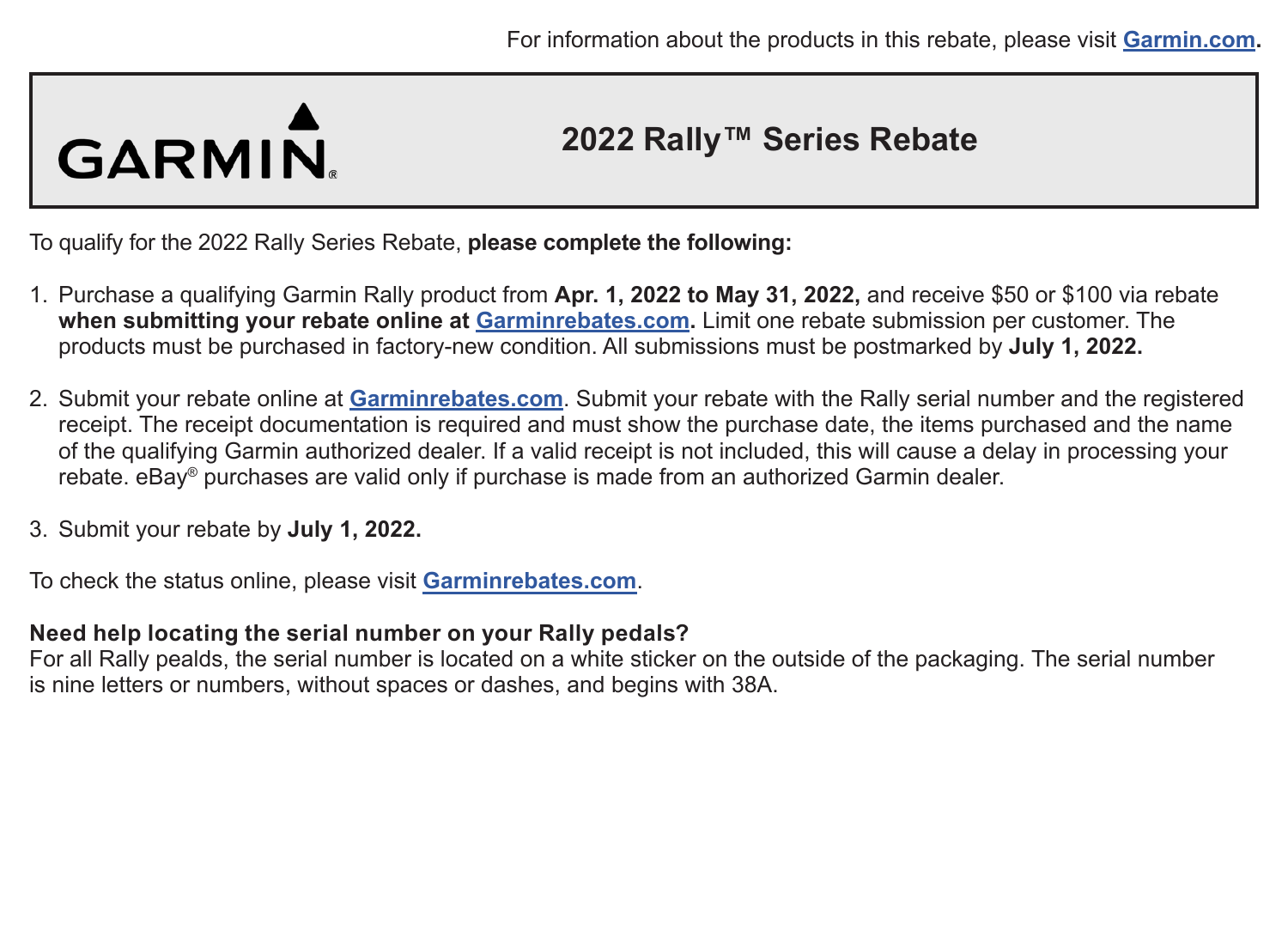For information about the products in this rebate, please visit **Garmin.com.**

GARMIN

# 2022 Rally™ Series Rebate

To qualify for the 2022 Rally Series Rebate, **please complete the following:**

1. Purchase a qualifying Garmin Rally product from **Apr. 1, 2022 to May 31, 2022,** and receive $50 or $100 via rebate **when submitting your rebate online at Garminrebates.com.** Limit one rebate submission per customer. The products must be purchased in factory-new condition. All submissions must be postmarked by **July 1, 2022.**

2. Submit your rebate online at **Garminrebates.com**. Submit your rebate with the Rally serial number and the registered receipt. The receipt documentation is required and must show the purchase date, the items purchased and the name of the qualifying Garmin authorized dealer. If a valid receipt is not included, this will cause a delay in processing your rebate. eBay® purchases are valid only if purchase is made from an authorized Garmin dealer.

3. Submit your rebate by **July 1, 2022.**

To check the status online, please visit **Garminrebates.com**.

**Need help locating the serial number on your Rally pedals?**
For all Rally pealds, the serial number is located on a white sticker on the outside of the packaging. The serial number is nine letters or numbers, without spaces or dashes, and begins with 38A.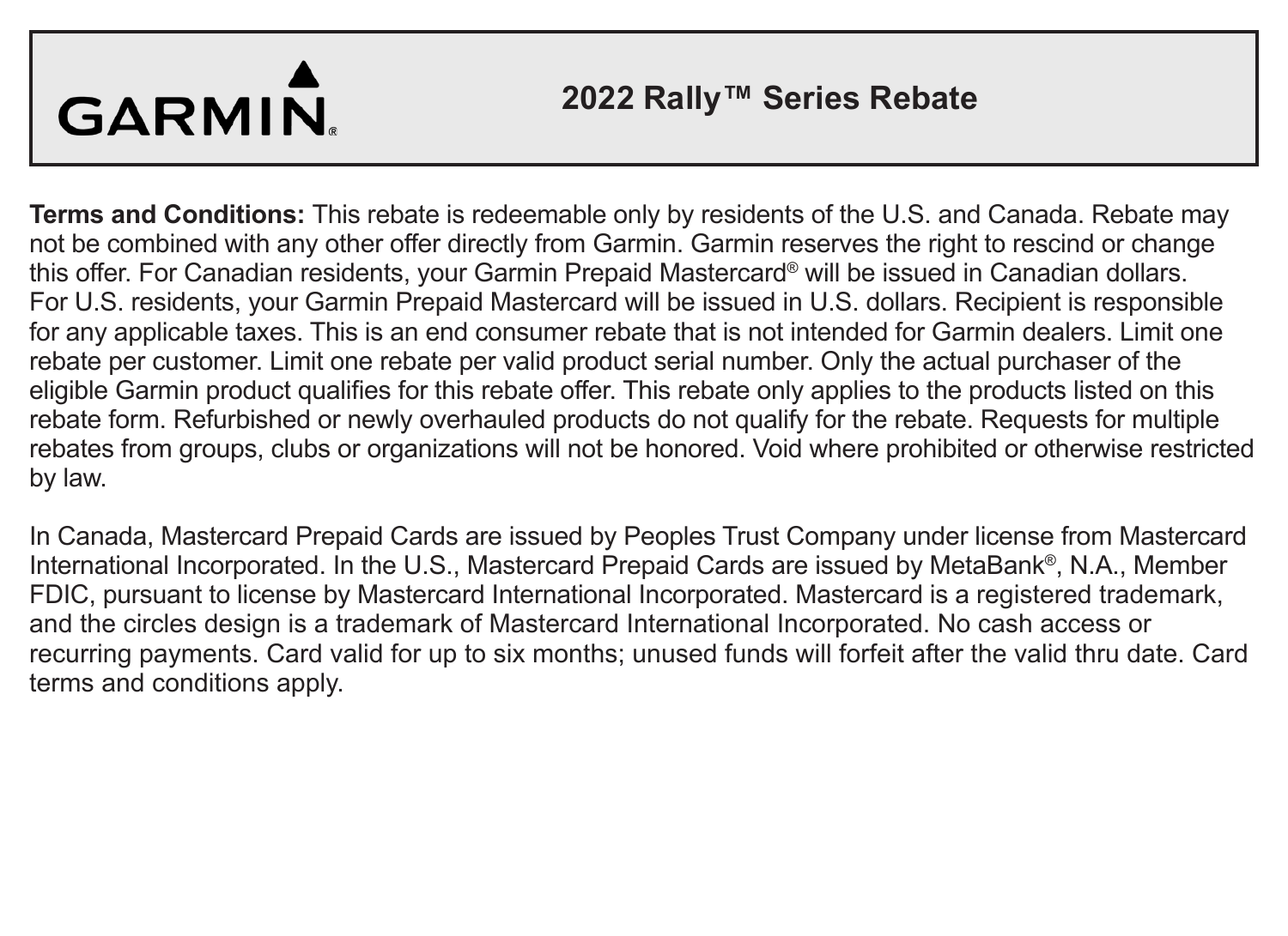GARMIN®

# 2022 Rally™ Series Rebate

**Terms and Conditions:** This rebate is redeemable only by residents of the U.S. and Canada. Rebate may not be combined with any other offer directly from Garmin. Garmin reserves the right to rescind or change this offer. For Canadian residents, your Garmin Prepaid Mastercard® will be issued in Canadian dollars. For U.S. residents, your Garmin Prepaid Mastercard will be issued in U.S. dollars. Recipient is responsible for any applicable taxes. This is an end consumer rebate that is not intended for Garmin dealers. Limit one rebate per customer. Limit one rebate per valid product serial number. Only the actual purchaser of the eligible Garmin product qualifies for this rebate offer. This rebate only applies to the products listed on this rebate form. Refurbished or newly overhauled products do not qualify for the rebate. Requests for multiple rebates from groups, clubs or organizations will not be honored. Void where prohibited or otherwise restricted by law.

In Canada, Mastercard Prepaid Cards are issued by Peoples Trust Company under license from Mastercard International Incorporated. In the U.S., Mastercard Prepaid Cards are issued by MetaBank®, N.A., Member FDIC, pursuant to license by Mastercard International Incorporated. Mastercard is a registered trademark, and the circles design is a trademark of Mastercard International Incorporated. No cash access or recurring payments. Card valid for up to six months; unused funds will forfeit after the valid thru date. Card terms and conditions apply.